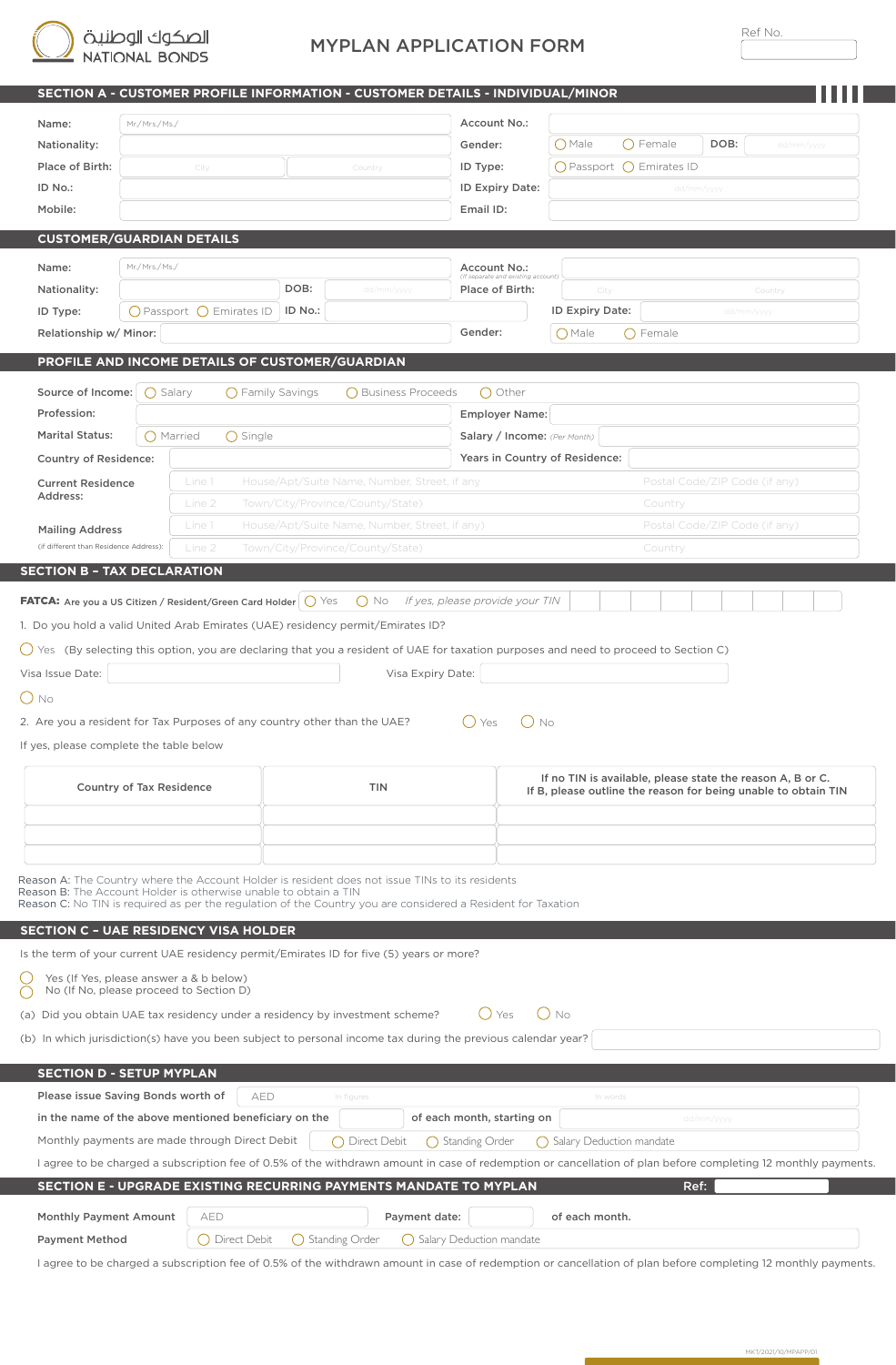الصكوك الوطنية NATIONAL BONDS

# MYPLAN APPLICATION FORM

Ref No.

## SECTION A - CUSTOMER PROFILE INFORMATION - CUSTOMER DETAILS - INDIVIDUAL/MINOR

Name: Mr./Mrs./Ms./

Account No.:

Nationality:

Gender: ◯ Male ◯ Female

DOB: dd/mm/yyyy

Place of Birth: City Country

ID Type: ◯ Passport ◯ Emirates ID

ID No.:

ID Expiry Date: dd/mm/yyyy

Mobile:

Email ID:

## CUSTOMER/GUARDIAN DETAILS

Name: Mr./Mrs./Ms./

Account No.: (If separate and existing account)

Nationality:

DOB: dd/mm/yyyy

Place of Birth: City Country

ID Type: ◯ Passport ◯ Emirates ID

ID No.:

ID Expiry Date: dd/mm/yyyy

Relationship w/ Minor:

Gender: ◯ Male ◯ Female

## PROFILE AND INCOME DETAILS OF CUSTOMER/GUARDIAN

Source of Income: ◯ Salary ◯ Family Savings ◯ Business Proceeds ◯ Other

Profession:

Employer Name:

Marital Status: ◯ Married ◯ Single

Salary / Income: (Per Month)

Country of Residence:

Years in Country of Residence:

Current Residence Address:
Line 1 House/Apt/Suite Name, Number, Street, if any — Postal Code/ZIP Code (if any)
Line 2 Town/City/Province/County/State) — Country

Mailing Address (If different than Residence Address):
Line 1 House/Apt/Suite Name, Number, Street, if any) — Postal Code/ZIP Code (if any)
Line 2 Town/City/Province/County/State) — Country

## SECTION B – TAX DECLARATION

**FATCA:** Are you a US Citizen / Resident/Green Card Holder ◯ Yes ◯ No *If yes, please provide your TIN*

1. Do you hold a valid United Arab Emirates (UAE) residency permit/Emirates ID?

◯ Yes (By selecting this option, you are declaring that you a resident of UAE for taxation purposes and need to proceed to Section C)

Visa Issue Date: Visa Expiry Date:

◯ No

2. Are you a resident for Tax Purposes of any country other than the UAE? ◯ Yes ◯ No

If yes, please complete the table below

| Country of Tax Residence | TIN | If no TIN is available, please state the reason A, B or C. If B, please outline the reason for being unable to obtain TIN |
|---|---|---|
| | | |
| | | |
| | | |

Reason A: The Country where the Account Holder is resident does not issue TINs to its residents
Reason B: The Account Holder is otherwise unable to obtain a TIN
Reason C: No TIN is required as per the regulation of the Country you are considered a Resident for Taxation

## SECTION C – UAE RESIDENCY VISA HOLDER

Is the term of your current UAE residency permit/Emirates ID for five (5) years or more?

◯ Yes (If Yes, please answer a & b below)
◯ No (If No, please proceed to Section D)

(a) Did you obtain UAE tax residency under a residency by investment scheme? ◯ Yes ◯ No

(b) In which jurisdiction(s) have you been subject to personal income tax during the previous calendar year?

## SECTION D - SETUP MYPLAN

Please issue Saving Bonds worth of AED In figures In words

in the name of the above mentioned beneficiary on the ______ of each month, starting on dd/mm/yyyy

Monthly payments are made through Direct Debit ◯ Direct Debit ◯ Standing Order ◯ Salary Deduction mandate

I agree to be charged a subscription fee of 0.5% of the withdrawn amount in case of redemption or cancellation of plan before completing 12 monthly payments.

## SECTION E - UPGRADE EXISTING RECURRING PAYMENTS MANDATE TO MYPLAN

Ref:

Monthly Payment Amount AED

Payment date: ______ of each month.

Payment Method ◯ Direct Debit ◯ Standing Order ◯ Salary Deduction mandate

I agree to be charged a subscription fee of 0.5% of the withdrawn amount in case of redemption or cancellation of plan before completing 12 monthly payments.

MKT/2021/10/MPAPP/01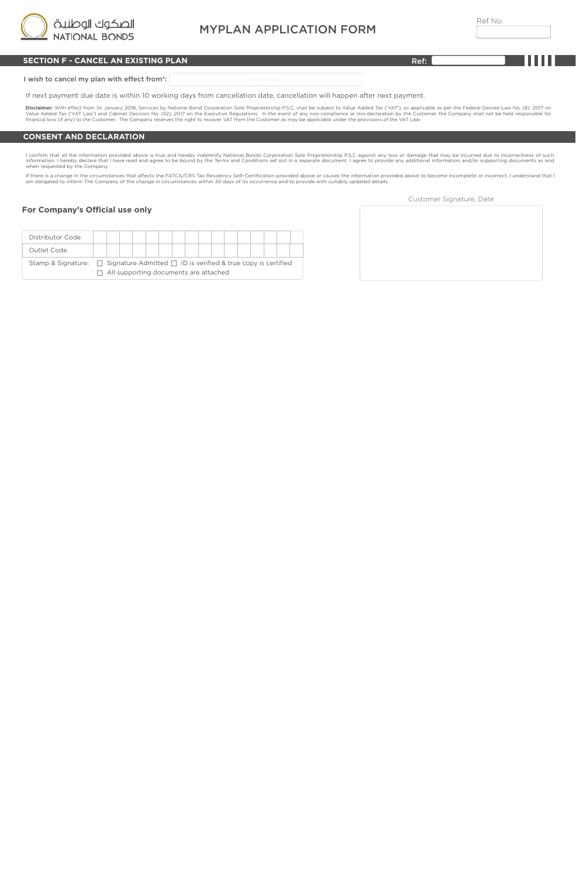الصكوك الوطنية
NATIONAL BONDS

# MYPLAN APPLICATION FORM

Ref No.

## SECTION F - CANCEL AN EXISTING PLAN

Ref:

**I wish to cancel my plan with effect from*:** dd/mm/yyyy

If next payment due date is within 10 working days from cancellation date, cancellation will happen after next payment.

**Disclaimer:** With effect from 1st January 2018, Services by National Bond Corporation Sole Proprietorship P.S.C. shall be subject to Value Added Tax ("VAT"), as applicable as per the Federal Decree-Law No. (8), 2017 on Value Added Tax ("VAT Law") and Cabinet Decision No. (52), 2017 on the Executive Regulations. In the event of any non-compliance or mis-declaration by the Customer, the Company shall not be held responsible for financial loss (if any) to the Customer. The Company reserves the right to recover VAT from the Customer as may be applicable under the provisions of the VAT Law.

## CONSENT AND DECLARATION

I confirm that all the information provided above is true and hereby indemnify National Bonds Corporation Sole Proprietorship P.S.C against any loss or damage that may be incurred due to incorrectness of such information. I hereby declare that I have read and agree to be bound by the Terms and Conditions set out in a separate document. I agree to provide any additional information and/or supporting documents as and when requested by the Company.

If there is a change in the circumstances that affects the FATCA/CRS Tax Residency Self-Certification provided above or causes the information provided above to become incomplete or incorrect, I understand that I am obligated to inform The Company of the change in circumstances within 30 days of its occurrence and to provide with suitably updated details.

Customer Signature, Date

### For Company's Official use only

| | |
|---|---|
| Distributor Code | |
| Outlet Code | |
| Stamp & Signature: | ☐ Signature Admitted ☐ ID is verified & true copy is certified<br>☐ All supporting documents are attached |